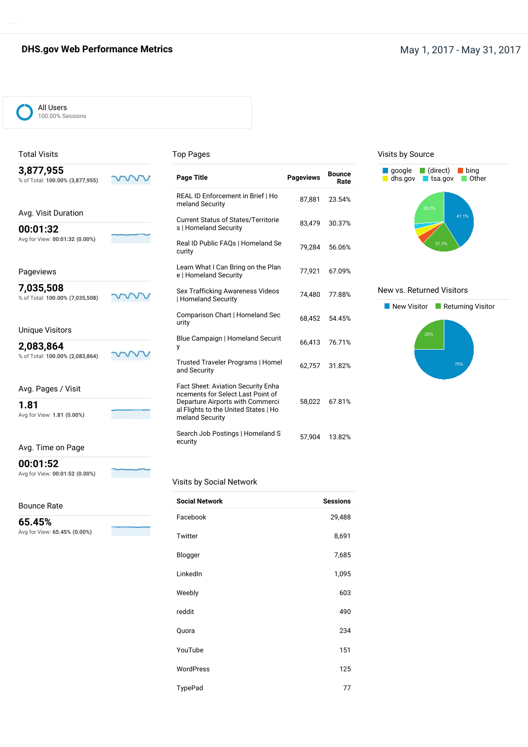# DHS.gov Web Performance Metrics

May 1, 2017 - May 31, 2017

All Users
100.00% Sessions

## Total Visits

**3,877,955**
% of Total: **100.00% (3,877,955)**

## Avg. Visit Duration

**00:01:32**
Avg for View: **00:01:32 (0.00%)**

## Pageviews

**7,035,508**
% of Total: **100.00% (7,035,508)**

## Unique Visitors

**2,083,864**
% of Total: **100.00% (2,083,864)**

## Avg. Pages / Visit

**1.81**
Avg for View: **1.81 (0.00%)**

## Avg. Time on Page

**00:01:52**
Avg for View: **00:01:52 (0.00%)**

## Bounce Rate

**65.45%**
Avg for View: **65.45% (0.00%)**

## Top Pages

| Page Title | Pageviews | Bounce Rate |
|---|---|---|
| REAL ID Enforcement in Brief \| Homeland Security | 87,881 | 23.54% |
| Current Status of States/Territories \| Homeland Security | 83,479 | 30.37% |
| Real ID Public FAQs \| Homeland Security | 79,284 | 56.06% |
| Learn What I Can Bring on the Plane \| Homeland Security | 77,921 | 67.09% |
| Sex Trafficking Awareness Videos \| Homeland Security | 74,480 | 77.88% |
| Comparison Chart \| Homeland Security | 68,452 | 54.45% |
| Blue Campaign \| Homeland Security | 66,413 | 76.71% |
| Trusted Traveler Programs \| Homeland Security | 62,757 | 31.82% |
| Fact Sheet: Aviation Security Enhancements for Select Last Point of Departure Airports with Commercial Flights to the United States \| Homeland Security | 58,022 | 67.81% |
| Search Job Postings \| Homeland Security | 57,904 | 13.82% |

## Visits by Social Network

| Social Network | Sessions |
|---|---|
| Facebook | 29,488 |
| Twitter | 8,691 |
| Blogger | 7,685 |
| LinkedIn | 1,095 |
| Weebly | 603 |
| reddit | 490 |
| Quora | 234 |
| YouTube | 151 |
| WordPress | 125 |
| TypePad | 77 |

## Visits by Source

google, (direct), bing, dhs.gov, tsa.gov, Other

41.1%, 21.2%, 26.2%

## New vs. Returned Visitors

New Visitor, Returning Visitor

75%, 25%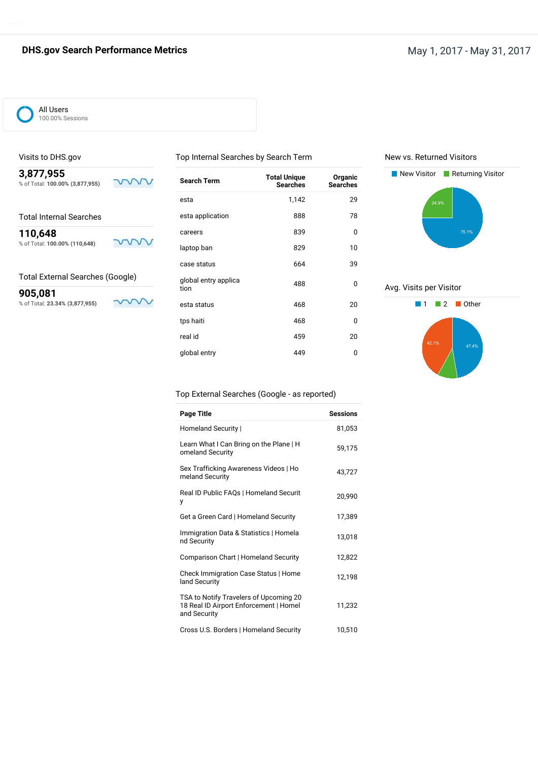# DHS.gov Search Performance Metrics

May 1, 2017 - May 31, 2017

All Users
100.00% Sessions

## Visits to DHS.gov

**3,877,955**
% of Total: **100.00% (3,877,955)**

## Total Internal Searches

**110,648**
% of Total: **100.00% (110,648)**

## Total External Searches (Google)

**905,081**
% of Total: **23.34% (3,877,955)**

## Top Internal Searches by Search Term

| Search Term | Total Unique Searches | Organic Searches |
| --- | --- | --- |
| esta | 1,142 | 29 |
| esta application | 888 | 78 |
| careers | 839 | 0 |
| laptop ban | 829 | 10 |
| case status | 664 | 39 |
| global entry application | 488 | 0 |
| esta status | 468 | 20 |
| tps haiti | 468 | 0 |
| real id | 459 | 20 |
| global entry | 449 | 0 |

## Top External Searches (Google - as reported)

| Page Title | Sessions |
| --- | --- |
| Homeland Security \| | 81,053 |
| Learn What I Can Bring on the Plane \| Homeland Security | 59,175 |
| Sex Trafficking Awareness Videos \| Homeland Security | 43,727 |
| Real ID Public FAQs \| Homeland Security | 20,990 |
| Get a Green Card \| Homeland Security | 17,389 |
| Immigration Data & Statistics \| Homeland Security | 13,018 |
| Comparison Chart \| Homeland Security | 12,822 |
| Check Immigration Case Status \| Homeland Security | 12,198 |
| TSA to Notify Travelers of Upcoming 2018 Real ID Airport Enforcement \| Homeland Security | 11,232 |
| Cross U.S. Borders \| Homeland Security | 10,510 |

## New vs. Returned Visitors

New Visitor: 75.1%
Returning Visitor: 24.9%

## Avg. Visits per Visitor

1: 47.4%
2
Other: 42.1%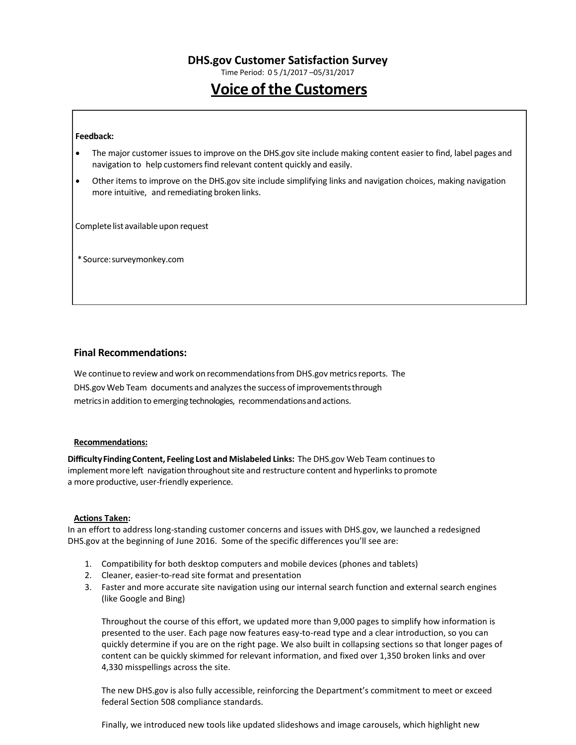## DHS.gov Customer Satisfaction Survey

Time Period: 0 5 /1/2017 –05/31/2017

# Voice of the Customers

**Feedback:**

- The major customer issues to improve on the DHS.gov site include making content easier to find, label pages and navigation to help customers find relevant content quickly and easily.
- Other items to improve on the DHS.gov site include simplifying links and navigation choices, making navigation more intuitive, and remediating broken links.

Complete list available upon request

*Source: surveymonkey.com

### Final Recommendations:

We continue to review and work on recommendations from DHS.gov metrics reports. The DHS.gov Web Team documents and analyzes the success of improvements through metrics in addition to emerging technologies, recommendations and actions.

**Recommendations:**

**Difficulty Finding Content, Feeling Lost and Mislabeled Links:** The DHS.gov Web Team continues to implement more left navigation throughout site and restructure content and hyperlinks to promote a more productive, user-friendly experience.

**Actions Taken:**

In an effort to address long-standing customer concerns and issues with DHS.gov, we launched a redesigned DHS.gov at the beginning of June 2016. Some of the specific differences you'll see are:

1. Compatibility for both desktop computers and mobile devices (phones and tablets)
2. Cleaner, easier-to-read site format and presentation
3. Faster and more accurate site navigation using our internal search function and external search engines (like Google and Bing)

   Throughout the course of this effort, we updated more than 9,000 pages to simplify how information is presented to the user. Each page now features easy-to-read type and a clear introduction, so you can quickly determine if you are on the right page. We also built in collapsing sections so that longer pages of content can be quickly skimmed for relevant information, and fixed over 1,350 broken links and over 4,330 misspellings across the site.

   The new DHS.gov is also fully accessible, reinforcing the Department's commitment to meet or exceed federal Section 508 compliance standards.

   Finally, we introduced new tools like updated slideshows and image carousels, which highlight new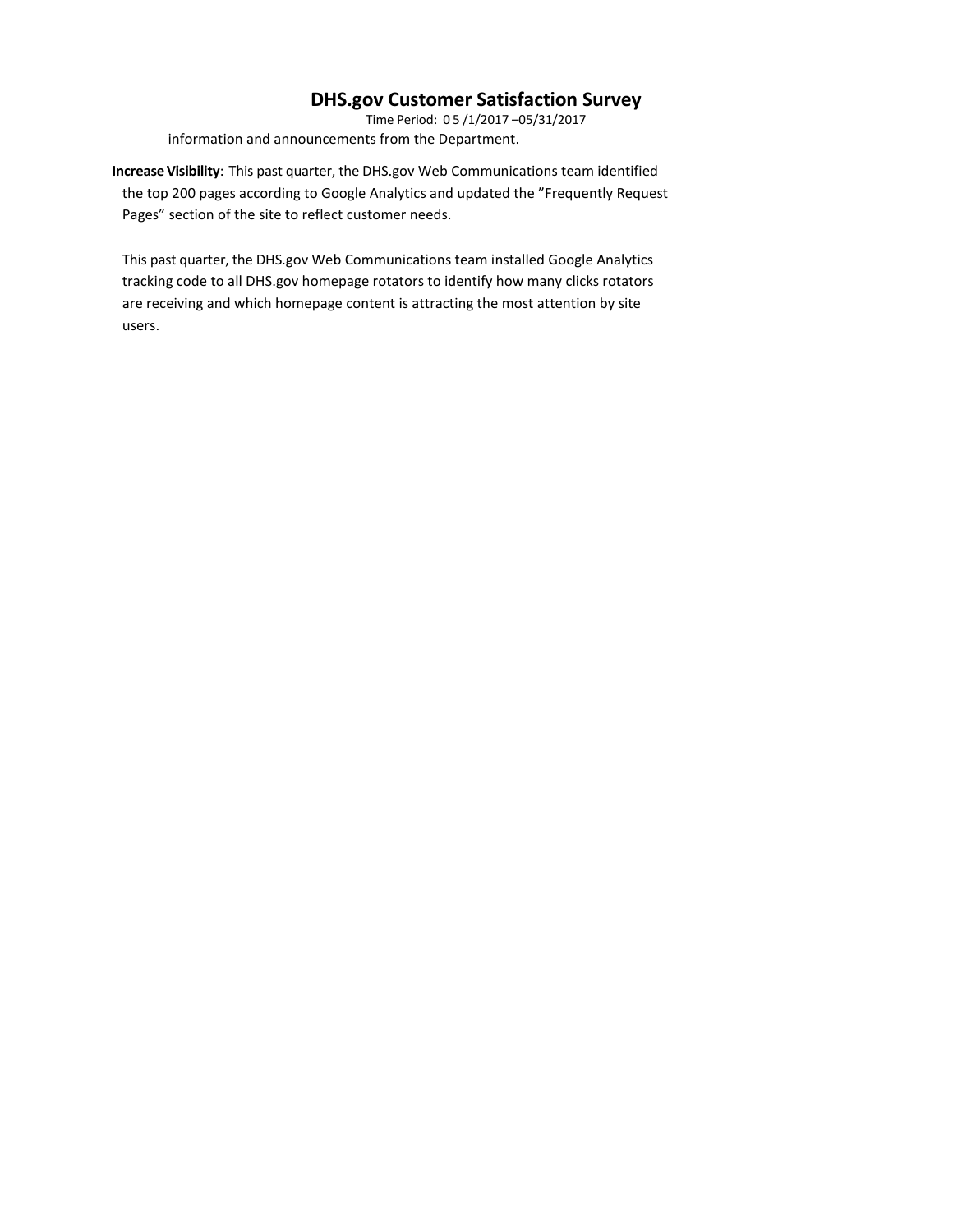information and announcements from the Department.

**Increase Visibility**: This past quarter, the DHS.gov Web Communications team identified the top 200 pages according to Google Analytics and updated the "Frequently Request Pages" section of the site to reflect customer needs.

This past quarter, the DHS.gov Web Communications team installed Google Analytics tracking code to all DHS.gov homepage rotators to identify how many clicks rotators are receiving and which homepage content is attracting the most attention by site users.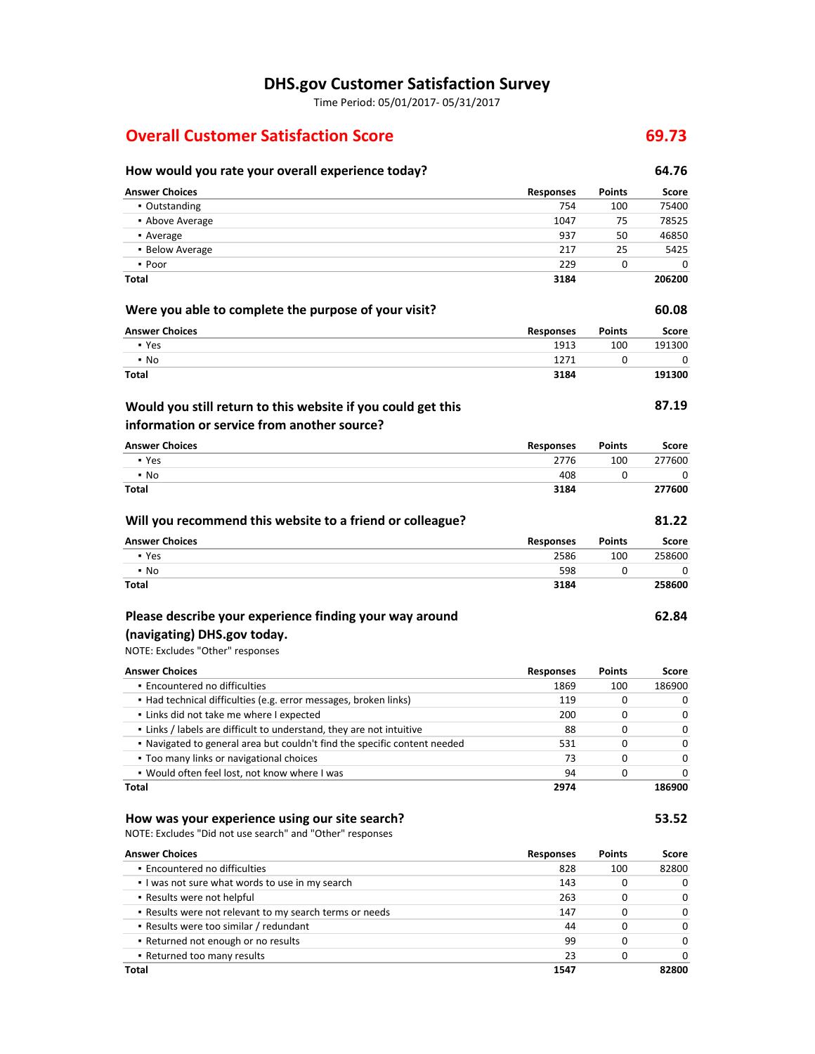# DHS.gov Customer Satisfaction Survey

Time Period: 05/01/2017- 05/31/2017

## Overall Customer Satisfaction Score 69.73

### How would you rate your overall experience today? 64.76

| Answer Choices | Responses | Points | Score |
|---|---|---|---|
| ▪ Outstanding | 754 | 100 | 75400 |
| ▪ Above Average | 1047 | 75 | 78525 |
| ▪ Average | 937 | 50 | 46850 |
| ▪ Below Average | 217 | 25 | 5425 |
| ▪ Poor | 229 | 0 | 0 |
| **Total** | **3184** | | **206200** |

### Were you able to complete the purpose of your visit? 60.08

| Answer Choices | Responses | Points | Score |
|---|---|---|---|
| ▪ Yes | 1913 | 100 | 191300 |
| ▪ No | 1271 | 0 | 0 |
| **Total** | **3184** | | **191300** |

### Would you still return to this website if you could get this information or service from another source? 87.19

| Answer Choices | Responses | Points | Score |
|---|---|---|---|
| ▪ Yes | 2776 | 100 | 277600 |
| ▪ No | 408 | 0 | 0 |
| **Total** | **3184** | | **277600** |

### Will you recommend this website to a friend or colleague? 81.22

| Answer Choices | Responses | Points | Score |
|---|---|---|---|
| ▪ Yes | 2586 | 100 | 258600 |
| ▪ No | 598 | 0 | 0 |
| **Total** | **3184** | | **258600** |

### Please describe your experience finding your way around (navigating) DHS.gov today. 62.84

NOTE: Excludes "Other" responses

| Answer Choices | Responses | Points | Score |
|---|---|---|---|
| ▪ Encountered no difficulties | 1869 | 100 | 186900 |
| ▪ Had technical difficulties (e.g. error messages, broken links) | 119 | 0 | 0 |
| ▪ Links did not take me where I expected | 200 | 0 | 0 |
| ▪ Links / labels are difficult to understand, they are not intuitive | 88 | 0 | 0 |
| ▪ Navigated to general area but couldn't find the specific content needed | 531 | 0 | 0 |
| ▪ Too many links or navigational choices | 73 | 0 | 0 |
| ▪ Would often feel lost, not know where I was | 94 | 0 | 0 |
| **Total** | **2974** | | **186900** |

### How was your experience using our site search? 53.52

NOTE: Excludes "Did not use search" and "Other" responses

| Answer Choices | Responses | Points | Score |
|---|---|---|---|
| ▪ Encountered no difficulties | 828 | 100 | 82800 |
| ▪ I was not sure what words to use in my search | 143 | 0 | 0 |
| ▪ Results were not helpful | 263 | 0 | 0 |
| ▪ Results were not relevant to my search terms or needs | 147 | 0 | 0 |
| ▪ Results were too similar / redundant | 44 | 0 | 0 |
| ▪ Returned not enough or no results | 99 | 0 | 0 |
| ▪ Returned too many results | 23 | 0 | 0 |
| **Total** | **1547** | | **82800** |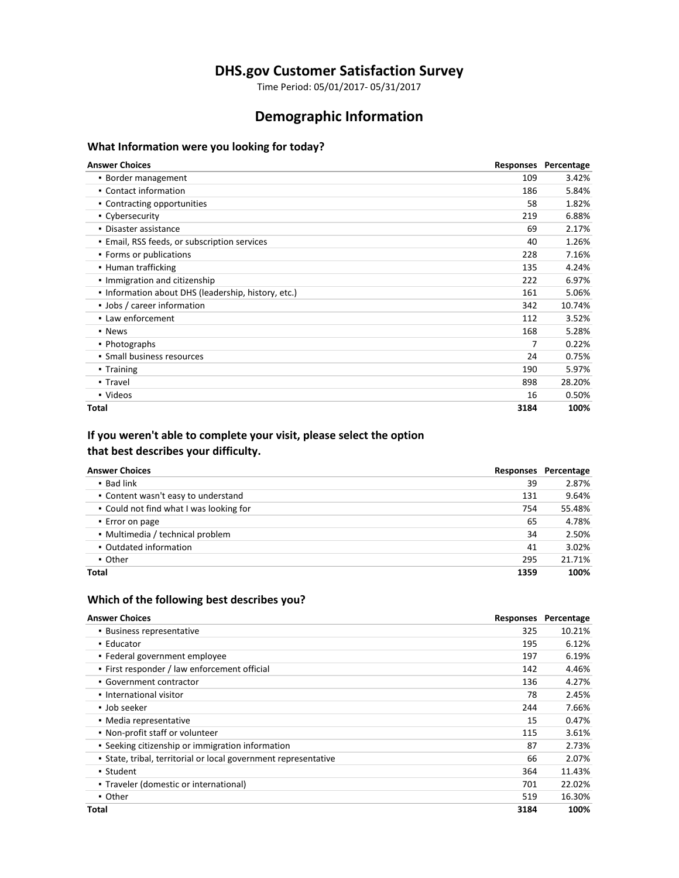# DHS.gov Customer Satisfaction Survey

Time Period: 05/01/2017- 05/31/2017

## Demographic Information

### What Information were you looking for today?

| Answer Choices | Responses | Percentage |
|---|---|---|
| ▪ Border management | 109 | 3.42% |
| ▪ Contact information | 186 | 5.84% |
| ▪ Contracting opportunities | 58 | 1.82% |
| ▪ Cybersecurity | 219 | 6.88% |
| ▪ Disaster assistance | 69 | 2.17% |
| ▪ Email, RSS feeds, or subscription services | 40 | 1.26% |
| ▪ Forms or publications | 228 | 7.16% |
| ▪ Human trafficking | 135 | 4.24% |
| ▪ Immigration and citizenship | 222 | 6.97% |
| ▪ Information about DHS (leadership, history, etc.) | 161 | 5.06% |
| ▪ Jobs / career information | 342 | 10.74% |
| ▪ Law enforcement | 112 | 3.52% |
| ▪ News | 168 | 5.28% |
| ▪ Photographs | 7 | 0.22% |
| ▪ Small business resources | 24 | 0.75% |
| ▪ Training | 190 | 5.97% |
| ▪ Travel | 898 | 28.20% |
| ▪ Videos | 16 | 0.50% |
| **Total** | **3184** | **100%** |

### If you weren't able to complete your visit, please select the option that best describes your difficulty.

| Answer Choices | Responses | Percentage |
|---|---|---|
| ▪ Bad link | 39 | 2.87% |
| ▪ Content wasn't easy to understand | 131 | 9.64% |
| ▪ Could not find what I was looking for | 754 | 55.48% |
| ▪ Error on page | 65 | 4.78% |
| ▪ Multimedia / technical problem | 34 | 2.50% |
| ▪ Outdated information | 41 | 3.02% |
| ▪ Other | 295 | 21.71% |
| **Total** | **1359** | **100%** |

### Which of the following best describes you?

| Answer Choices | Responses | Percentage |
|---|---|---|
| ▪ Business representative | 325 | 10.21% |
| ▪ Educator | 195 | 6.12% |
| ▪ Federal government employee | 197 | 6.19% |
| ▪ First responder / law enforcement official | 142 | 4.46% |
| ▪ Government contractor | 136 | 4.27% |
| ▪ International visitor | 78 | 2.45% |
| ▪ Job seeker | 244 | 7.66% |
| ▪ Media representative | 15 | 0.47% |
| ▪ Non-profit staff or volunteer | 115 | 3.61% |
| ▪ Seeking citizenship or immigration information | 87 | 2.73% |
| ▪ State, tribal, territorial or local government representative | 66 | 2.07% |
| ▪ Student | 364 | 11.43% |
| ▪ Traveler (domestic or international) | 701 | 22.02% |
| ▪ Other | 519 | 16.30% |
| **Total** | **3184** | **100%** |